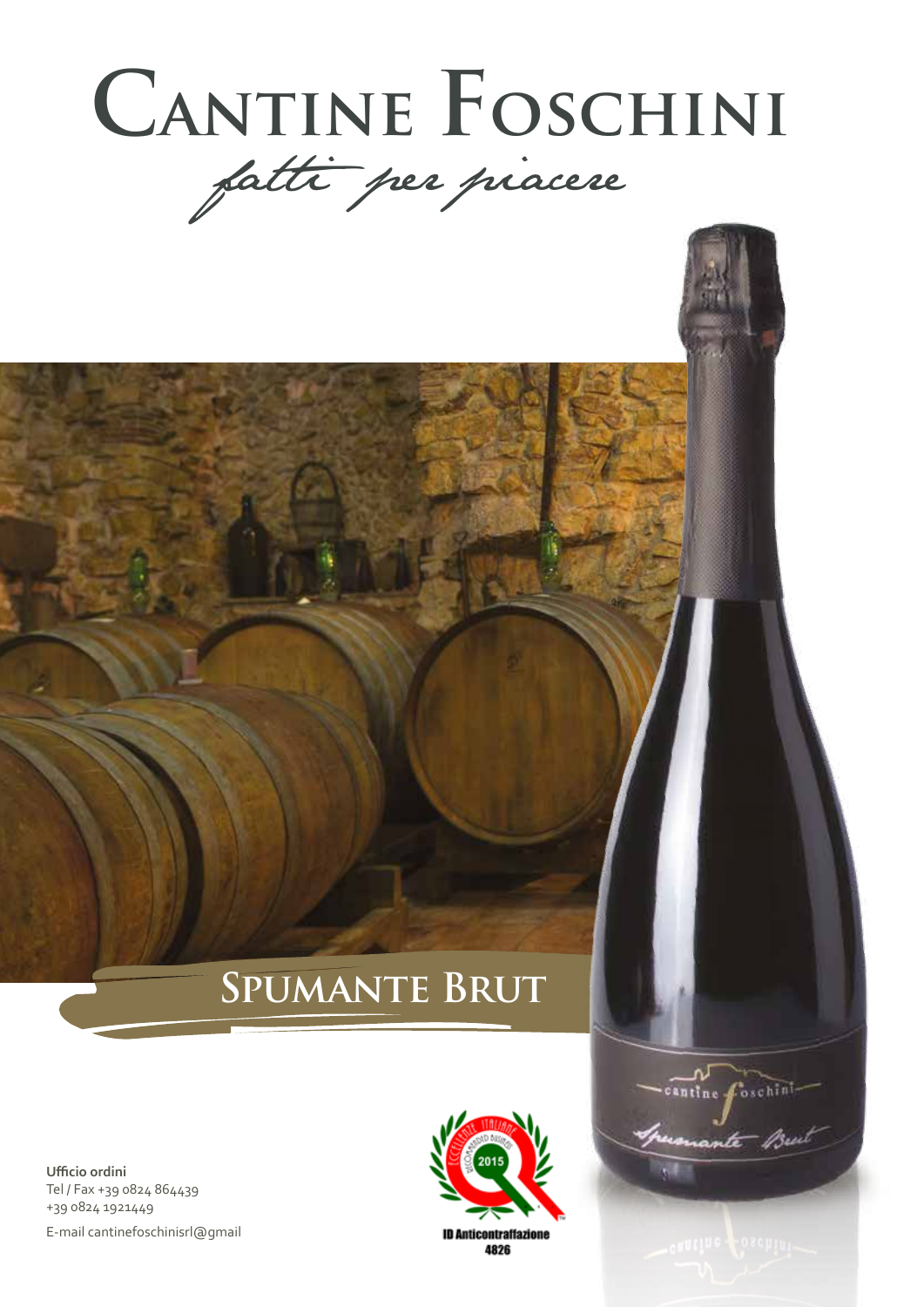# Cantine Foschini

*fatti per piacere*

## Spumante Brut

**Ufficio ordini**
Tel / Fax +39 0824 864439
+39 0824 1921449
E-mail cantinefoschinisrl@gmail

ID Anticontraffazione
4826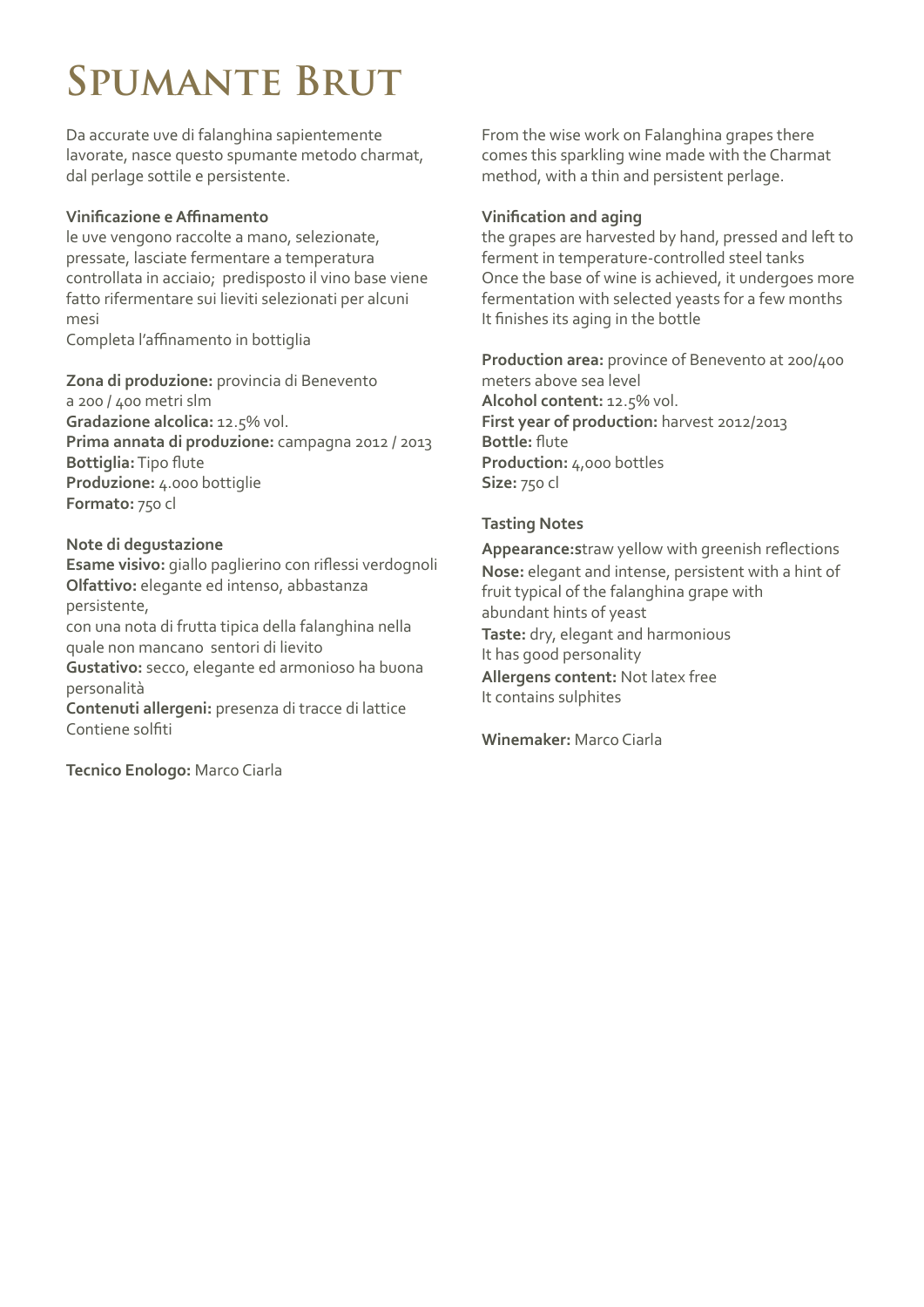# Spumante Brut

Da accurate uve di falanghina sapientemente lavorate, nasce questo spumante metodo charmat, dal perlage sottile e persistente.

**Vinificazione e Affinamento**
le uve vengono raccolte a mano, selezionate, pressate, lasciate fermentare a temperatura controllata in acciaio; predisposto il vino base viene fatto rifermentare sui lieviti selezionati per alcuni mesi
Completa l'affinamento in bottiglia

**Zona di produzione:** provincia di Benevento a 200 / 400 metri slm
**Gradazione alcolica:** 12.5% vol.
**Prima annata di produzione:** campagna 2012 / 2013
**Bottiglia:** Tipo flute
**Produzione:** 4.000 bottiglie
**Formato:** 750 cl

**Note di degustazione**
**Esame visivo:** giallo paglierino con riflessi verdognoli
**Olfattivo:** elegante ed intenso, abbastanza persistente,
con una nota di frutta tipica della falanghina nella quale non mancano sentori di lievito
**Gustativo:** secco, elegante ed armonioso ha buona personalità
**Contenuti allergeni:** presenza di tracce di lattice
Contiene solfiti

**Tecnico Enologo:** Marco Ciarla

From the wise work on Falanghina grapes there comes this sparkling wine made with the Charmat method, with a thin and persistent perlage.

**Vinification and aging**
the grapes are harvested by hand, pressed and left to ferment in temperature-controlled steel tanks
Once the base of wine is achieved, it undergoes more fermentation with selected yeasts for a few months
It finishes its aging in the bottle

**Production area:** province of Benevento at 200/400 meters above sea level
**Alcohol content:** 12.5% vol.
**First year of production:** harvest 2012/2013
**Bottle:** flute
**Production:** 4,000 bottles
**Size:** 750 cl

**Tasting Notes**
**Appearance:**straw yellow with greenish reflections
**Nose:** elegant and intense, persistent with a hint of fruit typical of the falanghina grape with abundant hints of yeast
**Taste:** dry, elegant and harmonious
It has good personality
**Allergens content:** Not latex free
It contains sulphites

**Winemaker:** Marco Ciarla